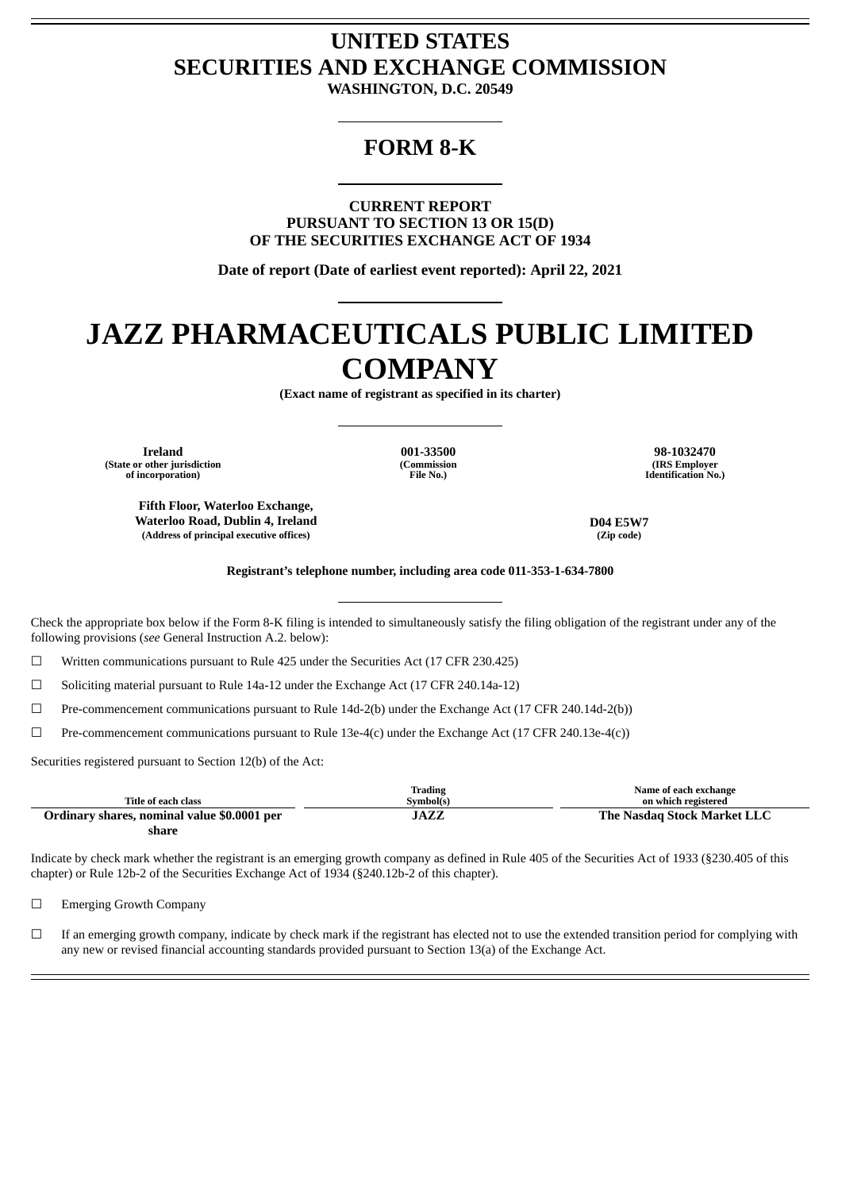# UNITED STATES
# SECURITIES AND EXCHANGE COMMISSION

**WASHINGTON, D.C. 20549**

## FORM 8-K

**CURRENT REPORT**
**PURSUANT TO SECTION 13 OR 15(D)**
**OF THE SECURITIES EXCHANGE ACT OF 1934**

**Date of report (Date of earliest event reported): April 22, 2021**

# JAZZ PHARMACEUTICALS PUBLIC LIMITED COMPANY

**(Exact name of registrant as specified in its charter)**

| Ireland | 001-33500 | 98-1032470 |
|---|---|---|
| (State or other jurisdiction of incorporation) | (Commission File No.) | (IRS Employer Identification No.) |

| Fifth Floor, Waterloo Exchange, Waterloo Road, Dublin 4, Ireland | D04 E5W7 |
|---|---|
| (Address of principal executive offices) | (Zip code) |

**Registrant's telephone number, including area code 011-353-1-634-7800**

Check the appropriate box below if the Form 8-K filing is intended to simultaneously satisfy the filing obligation of the registrant under any of the following provisions (*see* General Instruction A.2. below):

☐ Written communications pursuant to Rule 425 under the Securities Act (17 CFR 230.425)

☐ Soliciting material pursuant to Rule 14a-12 under the Exchange Act (17 CFR 240.14a-12)

☐ Pre-commencement communications pursuant to Rule 14d-2(b) under the Exchange Act (17 CFR 240.14d-2(b))

☐ Pre-commencement communications pursuant to Rule 13e-4(c) under the Exchange Act (17 CFR 240.13e-4(c))

Securities registered pursuant to Section 12(b) of the Act:

| Title of each class | Trading Symbol(s) | Name of each exchange on which registered |
|---|---|---|
| **Ordinary shares, nominal value $0.0001 per share** | **JAZZ** | **The Nasdaq Stock Market LLC** |

Indicate by check mark whether the registrant is an emerging growth company as defined in Rule 405 of the Securities Act of 1933 (§230.405 of this chapter) or Rule 12b-2 of the Securities Exchange Act of 1934 (§240.12b-2 of this chapter).

☐ Emerging Growth Company

☐ If an emerging growth company, indicate by check mark if the registrant has elected not to use the extended transition period for complying with any new or revised financial accounting standards provided pursuant to Section 13(a) of the Exchange Act.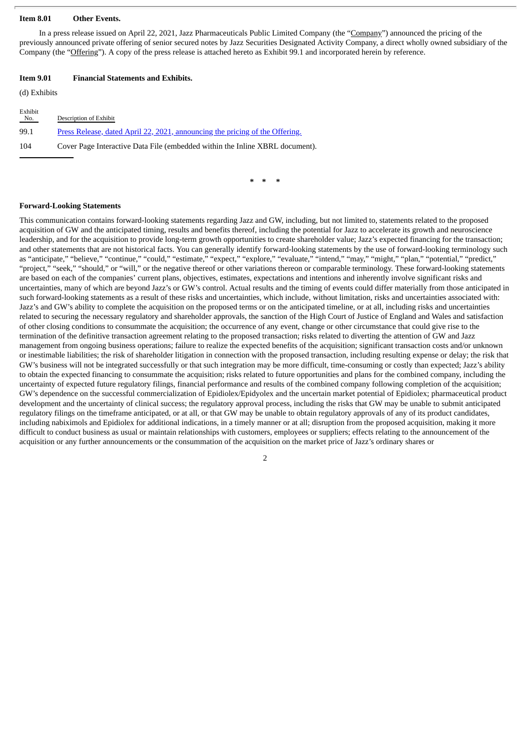**Item 8.01 Other Events.**

In a press release issued on April 22, 2021, Jazz Pharmaceuticals Public Limited Company (the "Company") announced the pricing of the previously announced private offering of senior secured notes by Jazz Securities Designated Activity Company, a direct wholly owned subsidiary of the Company (the "Offering"). A copy of the press release is attached hereto as Exhibit 99.1 and incorporated herein by reference.

**Item 9.01 Financial Statements and Exhibits.**

(d) Exhibits

| Exhibit No. | Description of Exhibit |
|---|---|
| 99.1 | Press Release, dated April 22, 2021, announcing the pricing of the Offering. |
| 104 | Cover Page Interactive Data File (embedded within the Inline XBRL document). |

\* \* \*

**Forward-Looking Statements**

This communication contains forward-looking statements regarding Jazz and GW, including, but not limited to, statements related to the proposed acquisition of GW and the anticipated timing, results and benefits thereof, including the potential for Jazz to accelerate its growth and neuroscience leadership, and for the acquisition to provide long-term growth opportunities to create shareholder value; Jazz's expected financing for the transaction; and other statements that are not historical facts. You can generally identify forward-looking statements by the use of forward-looking terminology such as "anticipate," "believe," "continue," "could," "estimate," "expect," "explore," "evaluate," "intend," "may," "might," "plan," "potential," "predict," "project," "seek," "should," or "will," or the negative thereof or other variations thereon or comparable terminology. These forward-looking statements are based on each of the companies' current plans, objectives, estimates, expectations and intentions and inherently involve significant risks and uncertainties, many of which are beyond Jazz's or GW's control. Actual results and the timing of events could differ materially from those anticipated in such forward-looking statements as a result of these risks and uncertainties, which include, without limitation, risks and uncertainties associated with: Jazz's and GW's ability to complete the acquisition on the proposed terms or on the anticipated timeline, or at all, including risks and uncertainties related to securing the necessary regulatory and shareholder approvals, the sanction of the High Court of Justice of England and Wales and satisfaction of other closing conditions to consummate the acquisition; the occurrence of any event, change or other circumstance that could give rise to the termination of the definitive transaction agreement relating to the proposed transaction; risks related to diverting the attention of GW and Jazz management from ongoing business operations; failure to realize the expected benefits of the acquisition; significant transaction costs and/or unknown or inestimable liabilities; the risk of shareholder litigation in connection with the proposed transaction, including resulting expense or delay; the risk that GW's business will not be integrated successfully or that such integration may be more difficult, time-consuming or costly than expected; Jazz's ability to obtain the expected financing to consummate the acquisition; risks related to future opportunities and plans for the combined company, including the uncertainty of expected future regulatory filings, financial performance and results of the combined company following completion of the acquisition; GW's dependence on the successful commercialization of Epidiolex/Epidyolex and the uncertain market potential of Epidiolex; pharmaceutical product development and the uncertainty of clinical success; the regulatory approval process, including the risks that GW may be unable to submit anticipated regulatory filings on the timeframe anticipated, or at all, or that GW may be unable to obtain regulatory approvals of any of its product candidates, including nabiximols and Epidiolex for additional indications, in a timely manner or at all; disruption from the proposed acquisition, making it more difficult to conduct business as usual or maintain relationships with customers, employees or suppliers; effects relating to the announcement of the acquisition or any further announcements or the consummation of the acquisition on the market price of Jazz's ordinary shares or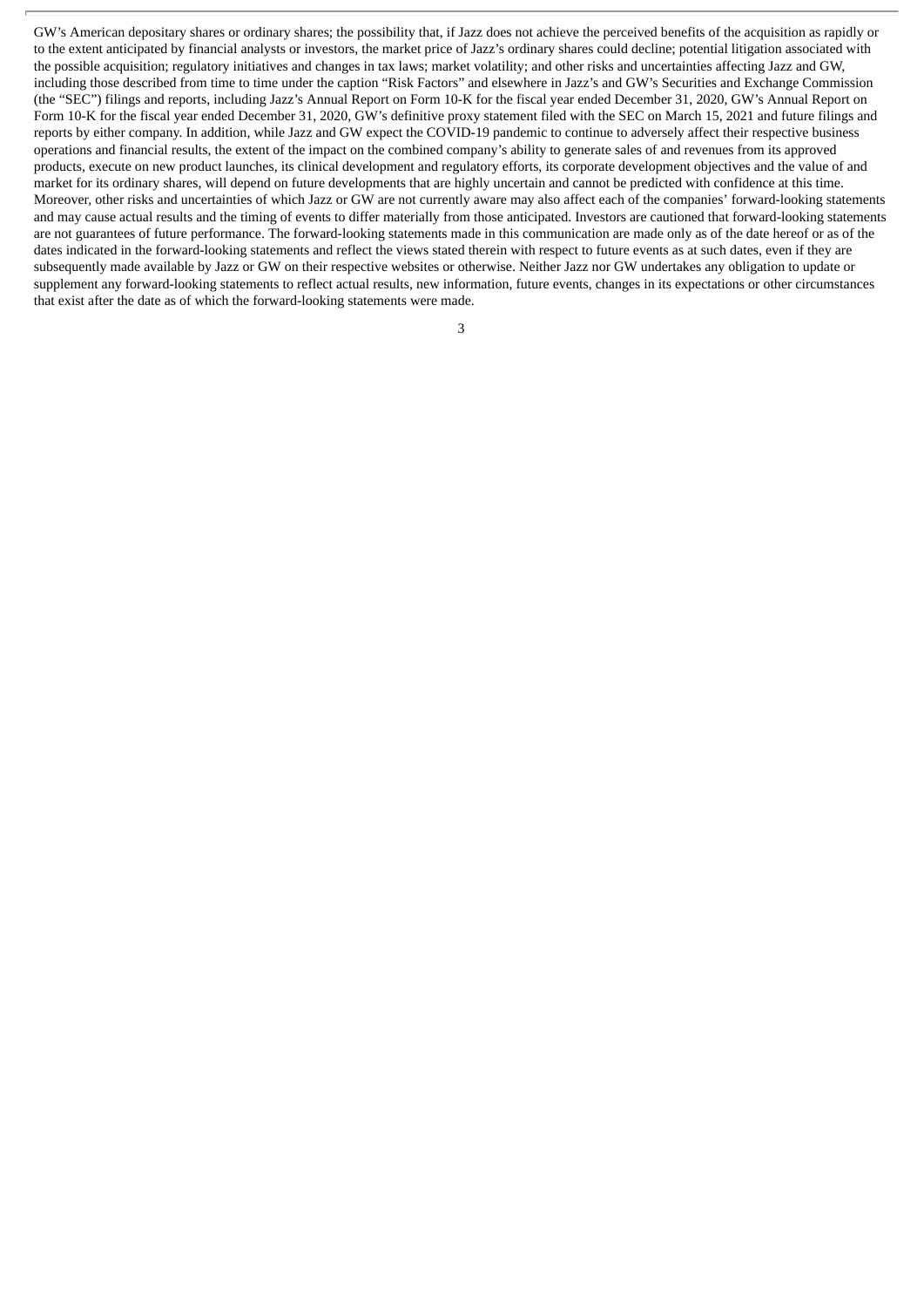GW's American depositary shares or ordinary shares; the possibility that, if Jazz does not achieve the perceived benefits of the acquisition as rapidly or to the extent anticipated by financial analysts or investors, the market price of Jazz's ordinary shares could decline; potential litigation associated with the possible acquisition; regulatory initiatives and changes in tax laws; market volatility; and other risks and uncertainties affecting Jazz and GW, including those described from time to time under the caption "Risk Factors" and elsewhere in Jazz's and GW's Securities and Exchange Commission (the "SEC") filings and reports, including Jazz's Annual Report on Form 10-K for the fiscal year ended December 31, 2020, GW's Annual Report on Form 10-K for the fiscal year ended December 31, 2020, GW's definitive proxy statement filed with the SEC on March 15, 2021 and future filings and reports by either company. In addition, while Jazz and GW expect the COVID-19 pandemic to continue to adversely affect their respective business operations and financial results, the extent of the impact on the combined company's ability to generate sales of and revenues from its approved products, execute on new product launches, its clinical development and regulatory efforts, its corporate development objectives and the value of and market for its ordinary shares, will depend on future developments that are highly uncertain and cannot be predicted with confidence at this time. Moreover, other risks and uncertainties of which Jazz or GW are not currently aware may also affect each of the companies' forward-looking statements and may cause actual results and the timing of events to differ materially from those anticipated. Investors are cautioned that forward-looking statements are not guarantees of future performance. The forward-looking statements made in this communication are made only as of the date hereof or as of the dates indicated in the forward-looking statements and reflect the views stated therein with respect to future events as at such dates, even if they are subsequently made available by Jazz or GW on their respective websites or otherwise. Neither Jazz nor GW undertakes any obligation to update or supplement any forward-looking statements to reflect actual results, new information, future events, changes in its expectations or other circumstances that exist after the date as of which the forward-looking statements were made.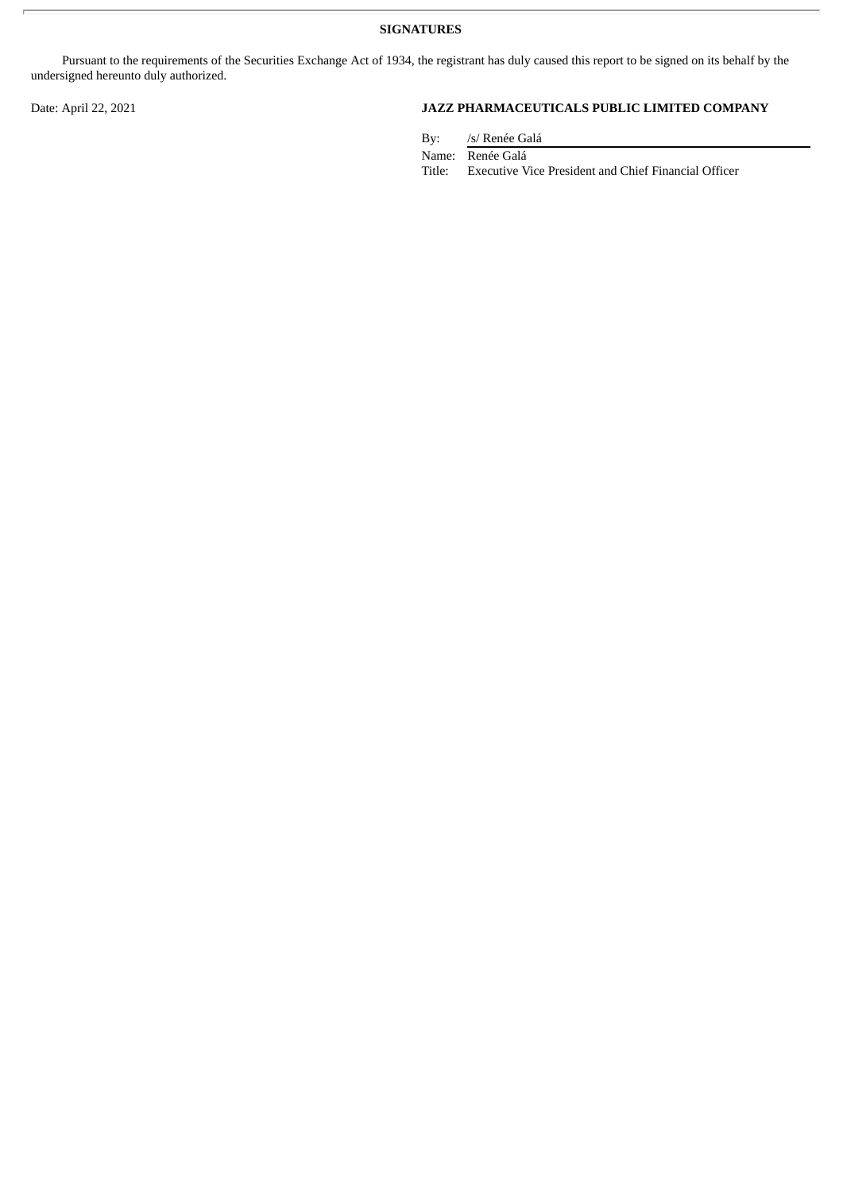**SIGNATURES**

Pursuant to the requirements of the Securities Exchange Act of 1934, the registrant has duly caused this report to be signed on its behalf by the undersigned hereunto duly authorized.

Date: April 22, 2021

**JAZZ PHARMACEUTICALS PUBLIC LIMITED COMPANY**

By: /s/ Renée Galá

Name: Renée Galá

Title: Executive Vice President and Chief Financial Officer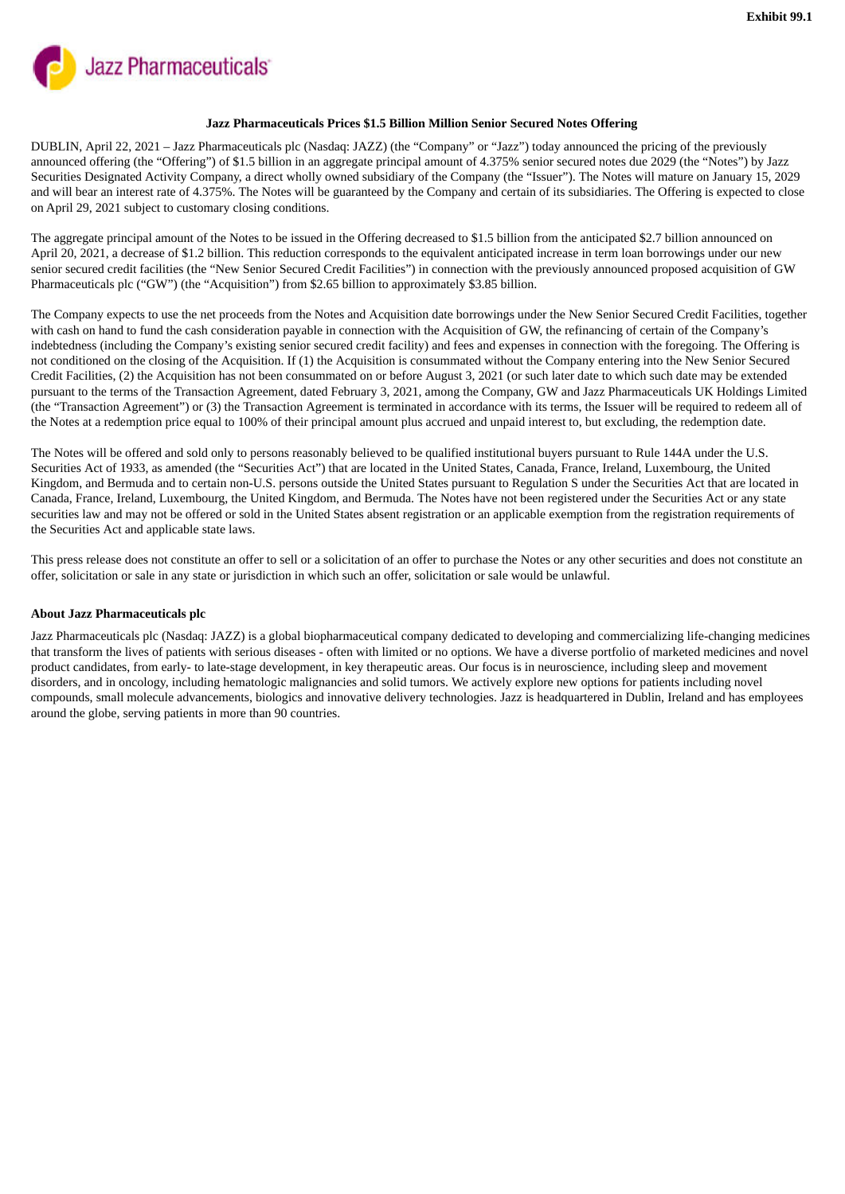Exhibit 99.1

Jazz Pharmaceuticals

**Jazz Pharmaceuticals Prices $1.5 Billion Million Senior Secured Notes Offering**

DUBLIN, April 22, 2021 – Jazz Pharmaceuticals plc (Nasdaq: JAZZ) (the "Company" or "Jazz") today announced the pricing of the previously announced offering (the "Offering") of $1.5 billion in an aggregate principal amount of 4.375% senior secured notes due 2029 (the "Notes") by Jazz Securities Designated Activity Company, a direct wholly owned subsidiary of the Company (the "Issuer"). The Notes will mature on January 15, 2029 and will bear an interest rate of 4.375%. The Notes will be guaranteed by the Company and certain of its subsidiaries. The Offering is expected to close on April 29, 2021 subject to customary closing conditions.

The aggregate principal amount of the Notes to be issued in the Offering decreased to $1.5 billion from the anticipated $2.7 billion announced on April 20, 2021, a decrease of $1.2 billion. This reduction corresponds to the equivalent anticipated increase in term loan borrowings under our new senior secured credit facilities (the "New Senior Secured Credit Facilities") in connection with the previously announced proposed acquisition of GW Pharmaceuticals plc ("GW") (the "Acquisition") from $2.65 billion to approximately $3.85 billion.

The Company expects to use the net proceeds from the Notes and Acquisition date borrowings under the New Senior Secured Credit Facilities, together with cash on hand to fund the cash consideration payable in connection with the Acquisition of GW, the refinancing of certain of the Company's indebtedness (including the Company's existing senior secured credit facility) and fees and expenses in connection with the foregoing. The Offering is not conditioned on the closing of the Acquisition. If (1) the Acquisition is consummated without the Company entering into the New Senior Secured Credit Facilities, (2) the Acquisition has not been consummated on or before August 3, 2021 (or such later date to which such date may be extended pursuant to the terms of the Transaction Agreement, dated February 3, 2021, among the Company, GW and Jazz Pharmaceuticals UK Holdings Limited (the "Transaction Agreement") or (3) the Transaction Agreement is terminated in accordance with its terms, the Issuer will be required to redeem all of the Notes at a redemption price equal to 100% of their principal amount plus accrued and unpaid interest to, but excluding, the redemption date.

The Notes will be offered and sold only to persons reasonably believed to be qualified institutional buyers pursuant to Rule 144A under the U.S. Securities Act of 1933, as amended (the "Securities Act") that are located in the United States, Canada, France, Ireland, Luxembourg, the United Kingdom, and Bermuda and to certain non-U.S. persons outside the United States pursuant to Regulation S under the Securities Act that are located in Canada, France, Ireland, Luxembourg, the United Kingdom, and Bermuda. The Notes have not been registered under the Securities Act or any state securities law and may not be offered or sold in the United States absent registration or an applicable exemption from the registration requirements of the Securities Act and applicable state laws.

This press release does not constitute an offer to sell or a solicitation of an offer to purchase the Notes or any other securities and does not constitute an offer, solicitation or sale in any state or jurisdiction in which such an offer, solicitation or sale would be unlawful.

**About Jazz Pharmaceuticals plc**

Jazz Pharmaceuticals plc (Nasdaq: JAZZ) is a global biopharmaceutical company dedicated to developing and commercializing life-changing medicines that transform the lives of patients with serious diseases - often with limited or no options. We have a diverse portfolio of marketed medicines and novel product candidates, from early- to late-stage development, in key therapeutic areas. Our focus is in neuroscience, including sleep and movement disorders, and in oncology, including hematologic malignancies and solid tumors. We actively explore new options for patients including novel compounds, small molecule advancements, biologics and innovative delivery technologies. Jazz is headquartered in Dublin, Ireland and has employees around the globe, serving patients in more than 90 countries.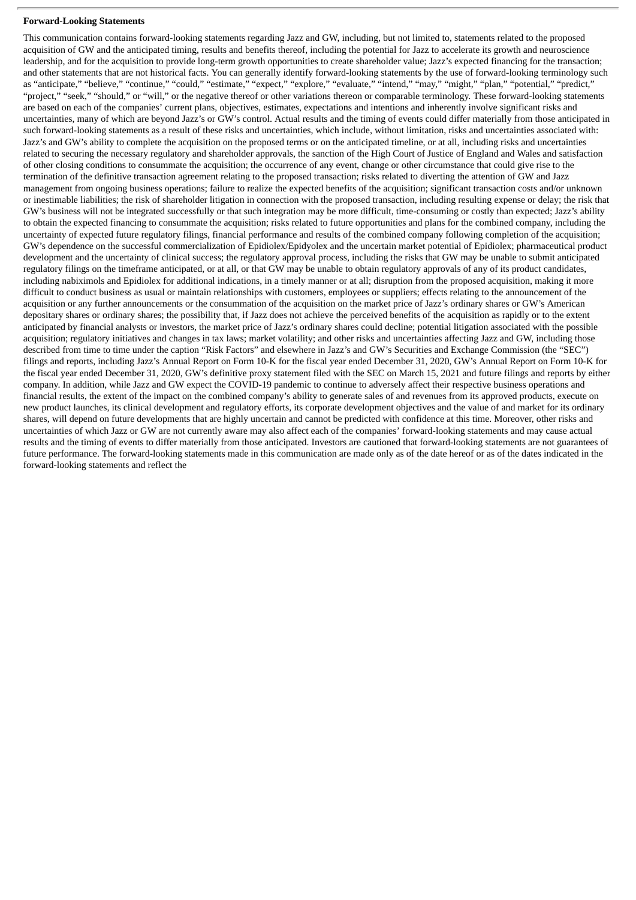**Forward-Looking Statements**

This communication contains forward-looking statements regarding Jazz and GW, including, but not limited to, statements related to the proposed acquisition of GW and the anticipated timing, results and benefits thereof, including the potential for Jazz to accelerate its growth and neuroscience leadership, and for the acquisition to provide long-term growth opportunities to create shareholder value; Jazz's expected financing for the transaction; and other statements that are not historical facts. You can generally identify forward-looking statements by the use of forward-looking terminology such as "anticipate," "believe," "continue," "could," "estimate," "expect," "explore," "evaluate," "intend," "may," "might," "plan," "potential," "predict," "project," "seek," "should," or "will," or the negative thereof or other variations thereon or comparable terminology. These forward-looking statements are based on each of the companies' current plans, objectives, estimates, expectations and intentions and inherently involve significant risks and uncertainties, many of which are beyond Jazz's or GW's control. Actual results and the timing of events could differ materially from those anticipated in such forward-looking statements as a result of these risks and uncertainties, which include, without limitation, risks and uncertainties associated with: Jazz's and GW's ability to complete the acquisition on the proposed terms or on the anticipated timeline, or at all, including risks and uncertainties related to securing the necessary regulatory and shareholder approvals, the sanction of the High Court of Justice of England and Wales and satisfaction of other closing conditions to consummate the acquisition; the occurrence of any event, change or other circumstance that could give rise to the termination of the definitive transaction agreement relating to the proposed transaction; risks related to diverting the attention of GW and Jazz management from ongoing business operations; failure to realize the expected benefits of the acquisition; significant transaction costs and/or unknown or inestimable liabilities; the risk of shareholder litigation in connection with the proposed transaction, including resulting expense or delay; the risk that GW's business will not be integrated successfully or that such integration may be more difficult, time-consuming or costly than expected; Jazz's ability to obtain the expected financing to consummate the acquisition; risks related to future opportunities and plans for the combined company, including the uncertainty of expected future regulatory filings, financial performance and results of the combined company following completion of the acquisition; GW's dependence on the successful commercialization of Epidiolex/Epidyolex and the uncertain market potential of Epidiolex; pharmaceutical product development and the uncertainty of clinical success; the regulatory approval process, including the risks that GW may be unable to submit anticipated regulatory filings on the timeframe anticipated, or at all, or that GW may be unable to obtain regulatory approvals of any of its product candidates, including nabiximols and Epidiolex for additional indications, in a timely manner or at all; disruption from the proposed acquisition, making it more difficult to conduct business as usual or maintain relationships with customers, employees or suppliers; effects relating to the announcement of the acquisition or any further announcements or the consummation of the acquisition on the market price of Jazz's ordinary shares or GW's American depositary shares or ordinary shares; the possibility that, if Jazz does not achieve the perceived benefits of the acquisition as rapidly or to the extent anticipated by financial analysts or investors, the market price of Jazz's ordinary shares could decline; potential litigation associated with the possible acquisition; regulatory initiatives and changes in tax laws; market volatility; and other risks and uncertainties affecting Jazz and GW, including those described from time to time under the caption "Risk Factors" and elsewhere in Jazz's and GW's Securities and Exchange Commission (the "SEC") filings and reports, including Jazz's Annual Report on Form 10-K for the fiscal year ended December 31, 2020, GW's Annual Report on Form 10-K for the fiscal year ended December 31, 2020, GW's definitive proxy statement filed with the SEC on March 15, 2021 and future filings and reports by either company. In addition, while Jazz and GW expect the COVID-19 pandemic to continue to adversely affect their respective business operations and financial results, the extent of the impact on the combined company's ability to generate sales of and revenues from its approved products, execute on new product launches, its clinical development and regulatory efforts, its corporate development objectives and the value of and market for its ordinary shares, will depend on future developments that are highly uncertain and cannot be predicted with confidence at this time. Moreover, other risks and uncertainties of which Jazz or GW are not currently aware may also affect each of the companies' forward-looking statements and may cause actual results and the timing of events to differ materially from those anticipated. Investors are cautioned that forward-looking statements are not guarantees of future performance. The forward-looking statements made in this communication are made only as of the date hereof or as of the dates indicated in the forward-looking statements and reflect the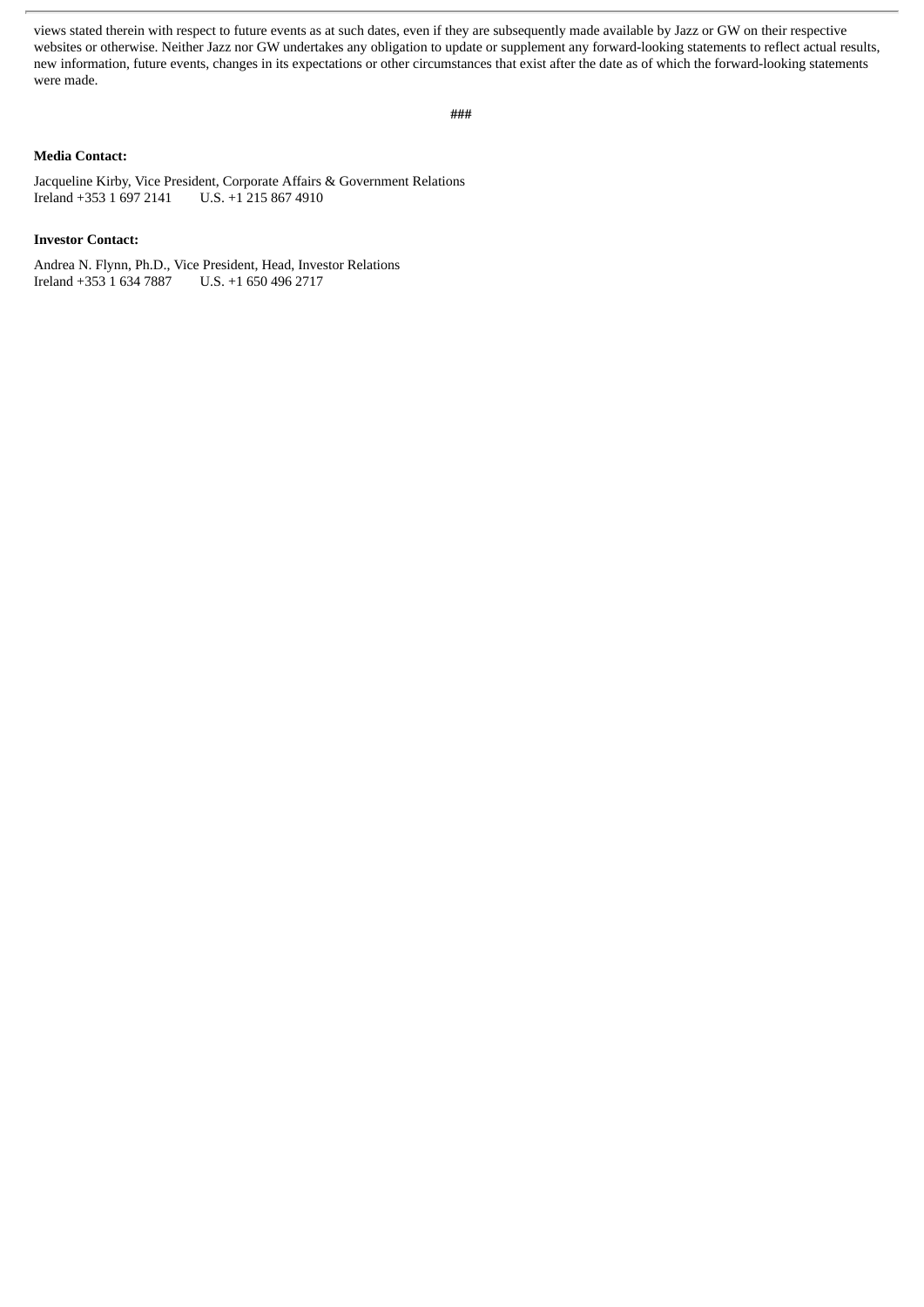views stated therein with respect to future events as at such dates, even if they are subsequently made available by Jazz or GW on their respective websites or otherwise. Neither Jazz nor GW undertakes any obligation to update or supplement any forward-looking statements to reflect actual results, new information, future events, changes in its expectations or other circumstances that exist after the date as of which the forward-looking statements were made.

###

**Media Contact:**

Jacqueline Kirby, Vice President, Corporate Affairs & Government Relations
Ireland +353 1 697 2141    U.S. +1 215 867 4910

**Investor Contact:**

Andrea N. Flynn, Ph.D., Vice President, Head, Investor Relations
Ireland +353 1 634 7887    U.S. +1 650 496 2717